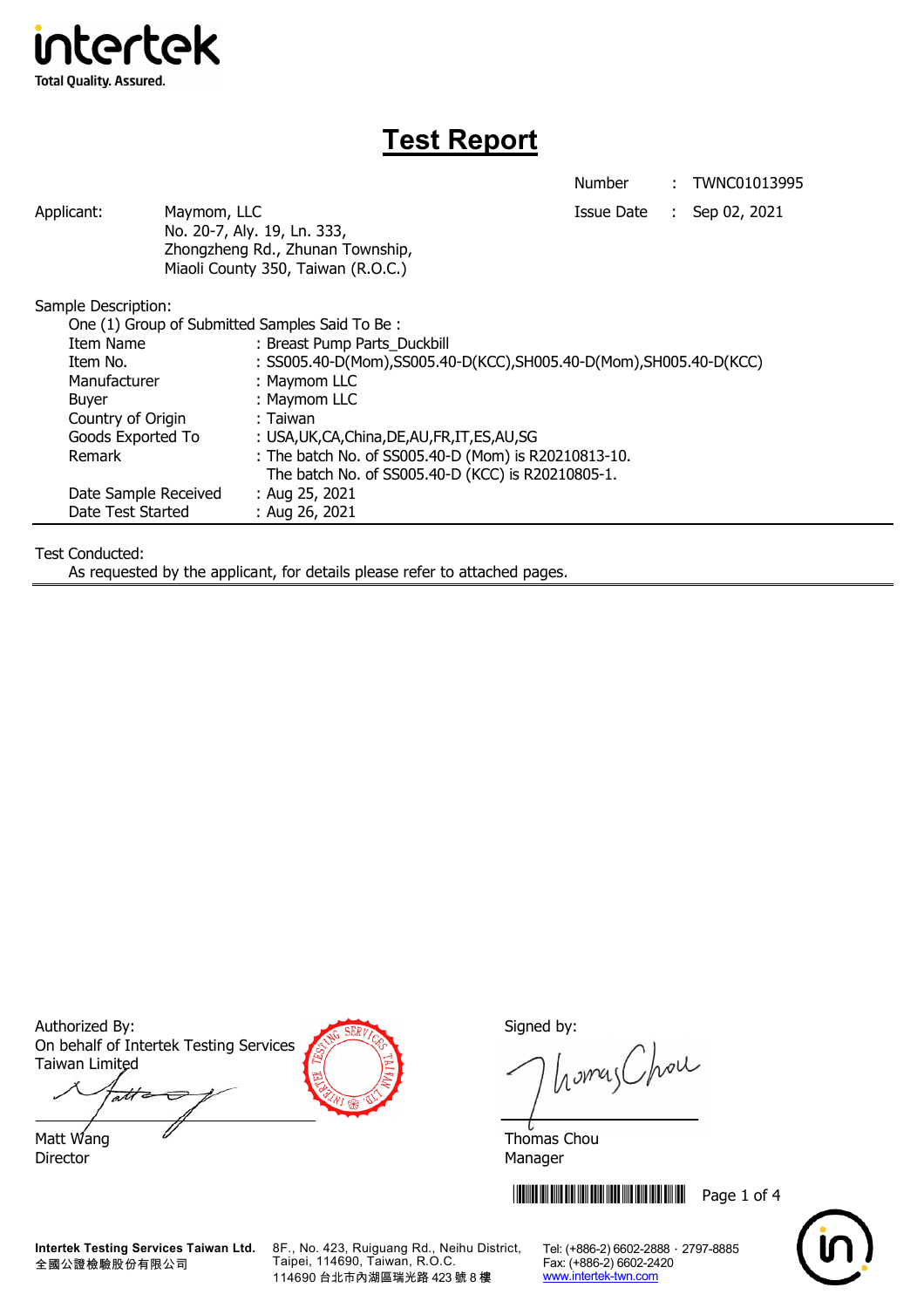intertek

Total Quality. Assured.

# Test Report

| | | |
|---|---|---|
| Number | : | TWNC01013995 |
| Issue Date | : | Sep 02, 2021 |

Applicant: Maymom, LLC
No. 20-7, Aly. 19, Ln. 333,
Zhongzheng Rd., Zhunan Township,
Miaoli County 350, Taiwan (R.O.C.)

Sample Description:

One (1) Group of Submitted Samples Said To Be :

| | |
|---|---|
| Item Name | : Breast Pump Parts_Duckbill |
| Item No. | : SS005.40-D(Mom),SS005.40-D(KCC),SH005.40-D(Mom),SH005.40-D(KCC) |
| Manufacturer | : Maymom LLC |
| Buyer | : Maymom LLC |
| Country of Origin | : Taiwan |
| Goods Exported To | : USA,UK,CA,China,DE,AU,FR,IT,ES,AU,SG |
| Remark | : The batch No. of SS005.40-D (Mom) is R20210813-10. The batch No. of SS005.40-D (KCC) is R20210805-1. |
| Date Sample Received | : Aug 25, 2021 |
| Date Test Started | : Aug 26, 2021 |

Test Conducted:

As requested by the applicant, for details please refer to attached pages.

Authorized By:
On behalf of Intertek Testing Services Taiwan Limited

Matt Wang
Director

Signed by:

Thomas Chou
Manager

Intertek Testing Services Taiwan Ltd.
全國公證檢驗股份有限公司
8F., No. 423, Ruiguang Rd., Neihu District, Taipei, 114690, Taiwan, R.O.C.
114690 台北市內湖區瑞光路 423 號 8 樓
Tel: (+886-2) 6602-2888 · 2797-8885
Fax: (+886-2) 6602-2420
www.intertek-twn.com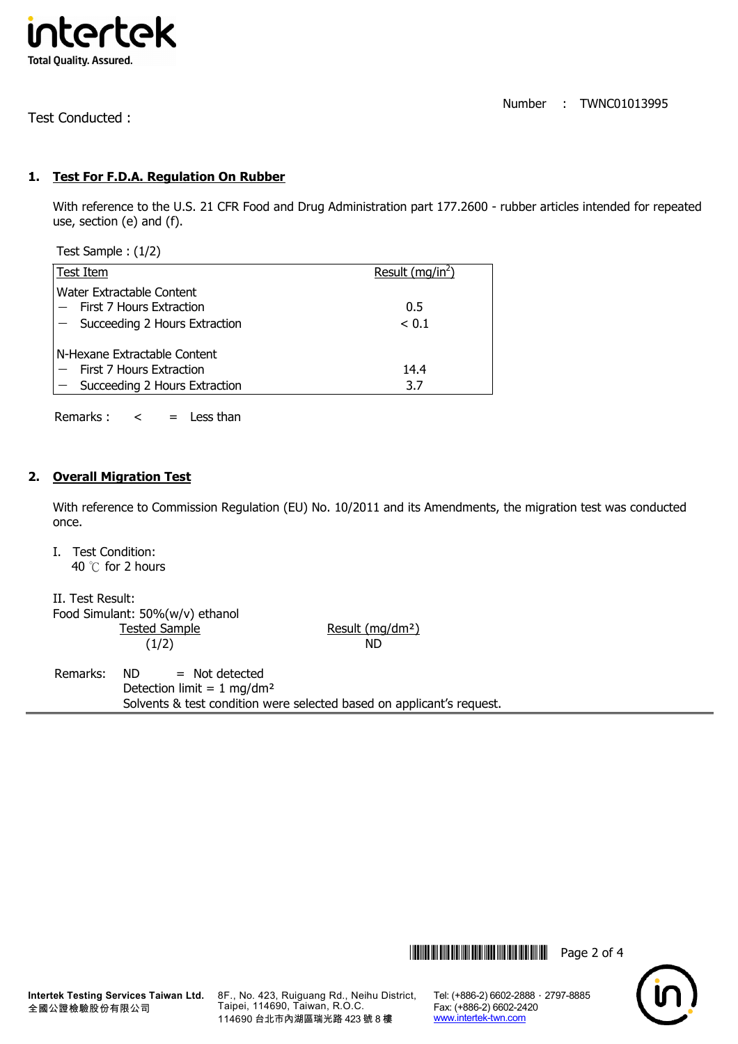Number : TWNC01013995

Test Conducted :

## 1. Test For F.D.A. Regulation On Rubber

With reference to the U.S. 21 CFR Food and Drug Administration part 177.2600 - rubber articles intended for repeated use, section (e) and (f).

Test Sample : (1/2)

| Test Item | Result (mg/in$^2$) |
|---|---|
| Water Extractable Content | |
| － First 7 Hours Extraction | 0.5 |
| － Succeeding 2 Hours Extraction | < 0.1 |
| N-Hexane Extractable Content | |
| － First 7 Hours Extraction | 14.4 |
| － Succeeding 2 Hours Extraction | 3.7 |

Remarks : < = Less than

## 2. Overall Migration Test

With reference to Commission Regulation (EU) No. 10/2011 and its Amendments, the migration test was conducted once.

I. Test Condition:
40 ℃ for 2 hours

II. Test Result:
Food Simulant: 50%(w/v) ethanol

| Tested Sample | Result (mg/dm²) |
|---|---|
| (1/2) | ND |

Remarks: ND = Not detected
Detection limit = 1 mg/dm²
Solvents & test condition were selected based on applicant's request.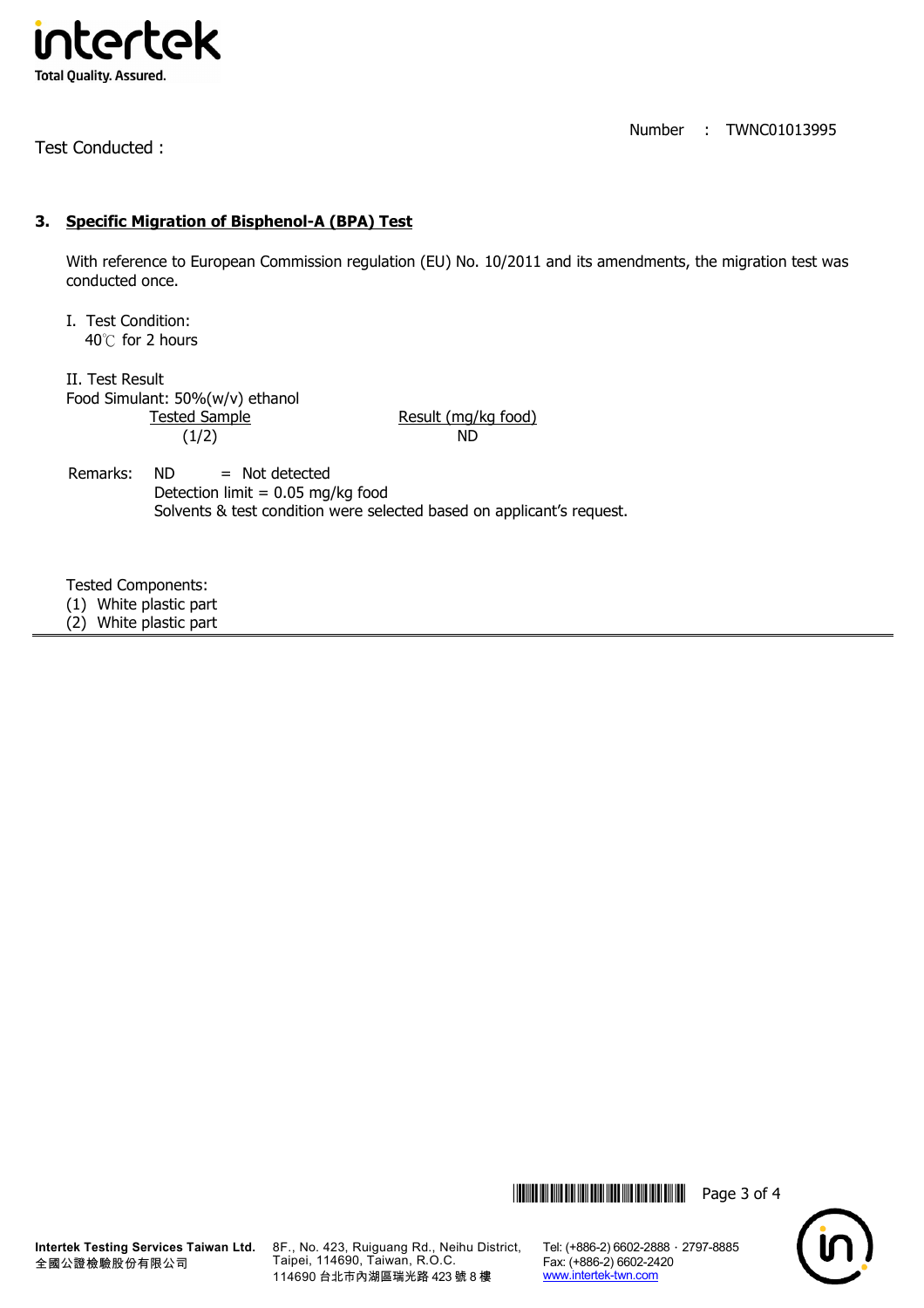Test Conducted :

Number : TWNC01013995

### 3. Specific Migration of Bisphenol-A (BPA) Test

With reference to European Commission regulation (EU) No. 10/2011 and its amendments, the migration test was conducted once.

I. Test Condition:
40℃ for 2 hours

II. Test Result
Food Simulant: 50%(w/v) ethanol

| Tested Sample | Result (mg/kg food) |
|---|---|
| (1/2) | ND |

Remarks: ND = Not detected
Detection limit = 0.05 mg/kg food
Solvents & test condition were selected based on applicant's request.

Tested Components:
(1) White plastic part
(2) White plastic part

Intertek Testing Services Taiwan Ltd.
全國公證檢驗股份有限公司

8F., No. 423, Ruiguang Rd., Neihu District, Taipei, 114690, Taiwan, R.O.C.
114690 台北市內湖區瑞光路 423 號 8 樓

Tel: (+886-2) 6602-2888．2797-8885
Fax: (+886-2) 6602-2420
www.intertek-twn.com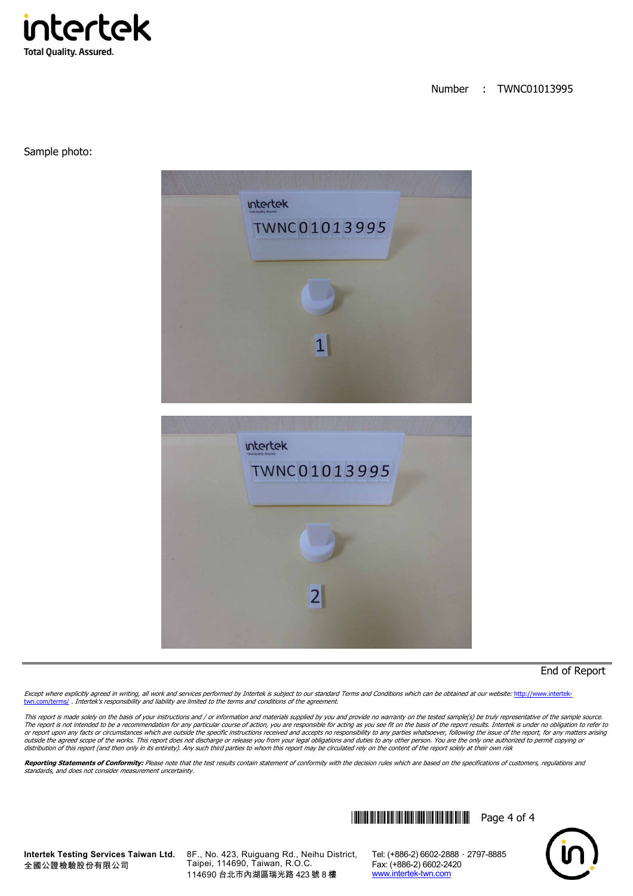Number : TWNC01013995

Sample photo:

End of Report

*Except where explicitly agreed in writing, all work and services performed by Intertek is subject to our standard Terms and Conditions which can be obtained at our website: http://www.intertek-twn.com/terms/ . Intertek's responsibility and liability are limited to the terms and conditions of the agreement.*

*This report is made solely on the basis of your instructions and / or information and materials supplied by you and provide no warranty on the tested sample(s) be truly representative of the sample source. The report is not intended to be a recommendation for any particular course of action, you are responsible for acting as you see fit on the basis of the report results. Intertek is under no obligation to refer to or report upon any facts or circumstances which are outside the specific instructions received and accepts no responsibility to any parties whatsoever, following the issue of the report, for any matters arising outside the agreed scope of the works. This report does not discharge or release you from your legal obligations and duties to any other person. You are the only one authorized to permit copying or distribution of this report (and then only in its entirety). Any such third parties to whom this report may be circulated rely on the content of the report solely at their own risk*

***Reporting Statements of Conformity:** Please note that the test results contain statement of conformity with the decision rules which are based on the specifications of customers, regulations and standards, and does not consider measurement uncertainty.*

**Intertek Testing Services Taiwan Ltd.**
全國公證檢驗股份有限公司

8F., No. 423, Ruiguang Rd., Neihu District, Taipei, 114690, Taiwan, R.O.C.
114690 台北市內湖區瑞光路 423 號 8 樓

Tel: (+886-2) 6602-2888．2797-8885
Fax: (+886-2) 6602-2420
www.intertek-twn.com